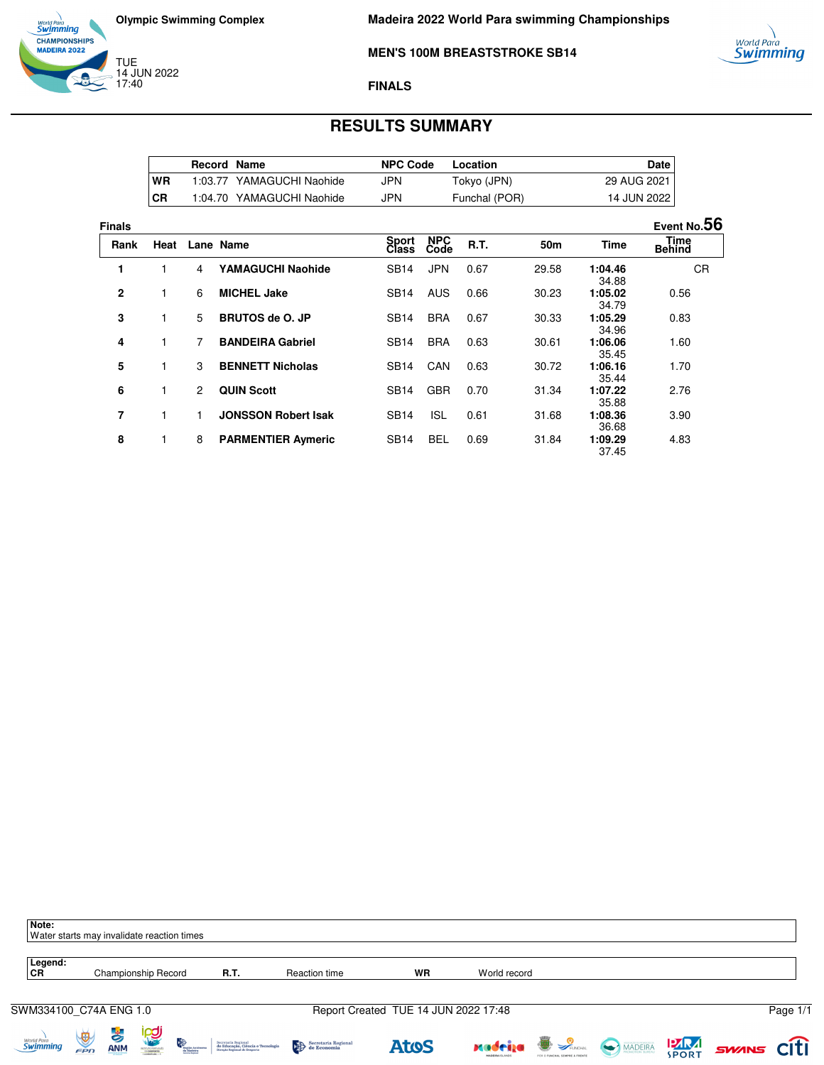Olympic Swimming Complex

TUE
14 JUN 2022
17:40

**Madeira 2022 World Para swimming Championships**

**MEN'S 100M BREASTSTROKE SB14**

**FINALS**

# RESULTS SUMMARY

| | Record | Name | NPC Code | Location | Date |
|---|---|---|---|---|---|
| **WR** | 1:03.77 | YAMAGUCHI Naohide | JPN | Tokyo (JPN) | 29 AUG 2021 |
| **CR** | 1:04.70 | YAMAGUCHI Naohide | JPN | Funchal (POR) | 14 JUN 2022 |

**Finals** — **Event No.56**

| Rank | Heat | Lane | Name | Sport Class | NPC Code | R.T. | 50m | Time | Time Behind |
|---|---|---|---|---|---|---|---|---|---|
| 1 | 1 | 4 | **YAMAGUCHI Naohide** | SB14 | JPN | 0.67 | 29.58 | **1:04.46** 34.88 | CR |
| 2 | 1 | 6 | **MICHEL Jake** | SB14 | AUS | 0.66 | 30.23 | **1:05.02** 34.79 | 0.56 |
| 3 | 1 | 5 | **BRUTOS de O. JP** | SB14 | BRA | 0.67 | 30.33 | **1:05.29** 34.96 | 0.83 |
| 4 | 1 | 7 | **BANDEIRA Gabriel** | SB14 | BRA | 0.63 | 30.61 | **1:06.06** 35.45 | 1.60 |
| 5 | 1 | 3 | **BENNETT Nicholas** | SB14 | CAN | 0.63 | 30.72 | **1:06.16** 35.44 | 1.70 |
| 6 | 1 | 2 | **QUIN Scott** | SB14 | GBR | 0.70 | 31.34 | **1:07.22** 35.88 | 2.76 |
| 7 | 1 | 1 | **JONSSON Robert Isak** | SB14 | ISL | 0.61 | 31.68 | **1:08.36** 36.68 | 3.90 |
| 8 | 1 | 8 | **PARMENTIER Aymeric** | SB14 | BEL | 0.69 | 31.84 | **1:09.29** 37.45 | 4.83 |

**Note:**
Water starts may invalidate reaction times

**Legend:**

| | | | | | |
|---|---|---|---|---|---|
| **CR** | Championship Record | **R.T.** | Reaction time | **WR** | World record |

SWM334100_C74A ENG 1.0 — Report Created TUE 14 JUN 2022 17:48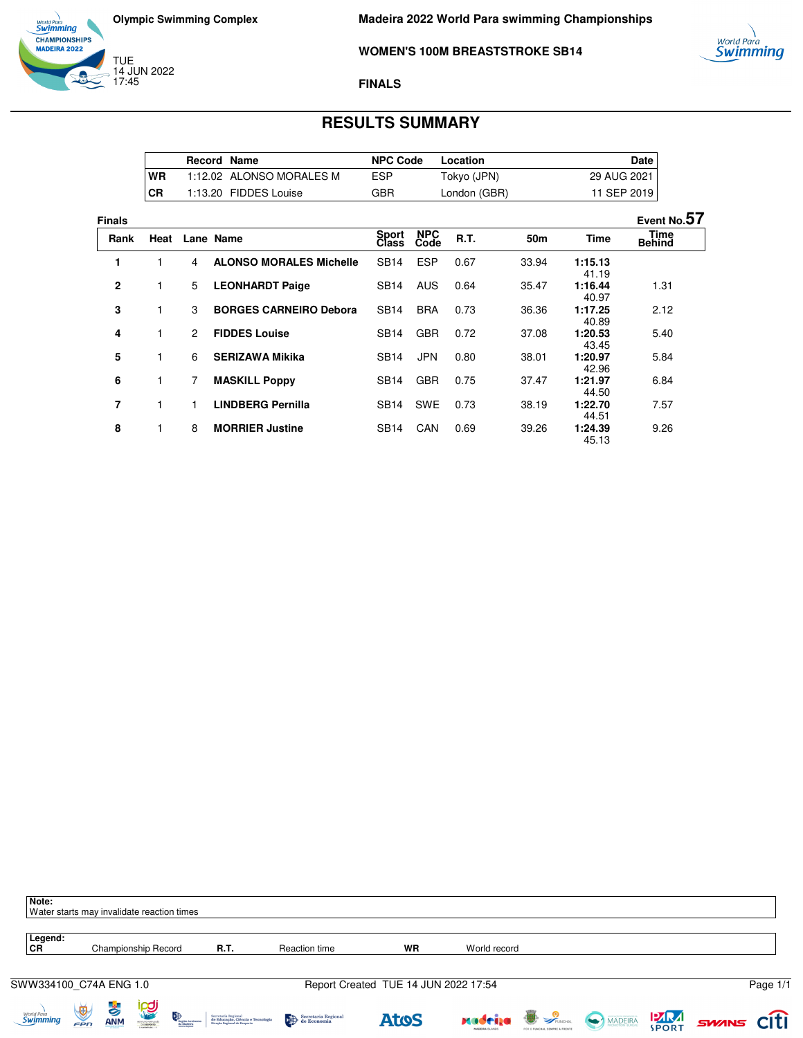Olympic Swimming Complex

TUE
14 JUN 2022
17:45

**Madeira 2022 World Para swimming Championships**

**WOMEN'S 100M BREASTSTROKE SB14**

**FINALS**

# RESULTS SUMMARY

| | Record | Name | NPC Code | Location | Date |
|---|---|---|---|---|---|
| WR | 1:12.02 | ALONSO MORALES M | ESP | Tokyo (JPN) | 29 AUG 2021 |
| CR | 1:13.20 | FIDDES Louise | GBR | London (GBR) | 11 SEP 2019 |

**Finals** — **Event No.57**

| Rank | Heat | Lane | Name | Sport Class | NPC Code | R.T. | 50m | Time | Time Behind |
|---|---|---|---|---|---|---|---|---|---|
| 1 | 1 | 4 | **ALONSO MORALES Michelle** | SB14 | ESP | 0.67 | 33.94 | **1:15.13** 41.19 | |
| 2 | 1 | 5 | **LEONHARDT Paige** | SB14 | AUS | 0.64 | 35.47 | **1:16.44** 40.97 | 1.31 |
| 3 | 1 | 3 | **BORGES CARNEIRO Debora** | SB14 | BRA | 0.73 | 36.36 | **1:17.25** 40.89 | 2.12 |
| 4 | 1 | 2 | **FIDDES Louise** | SB14 | GBR | 0.72 | 37.08 | **1:20.53** 43.45 | 5.40 |
| 5 | 1 | 6 | **SERIZAWA Mikika** | SB14 | JPN | 0.80 | 38.01 | **1:20.97** 42.96 | 5.84 |
| 6 | 1 | 7 | **MASKILL Poppy** | SB14 | GBR | 0.75 | 37.47 | **1:21.97** 44.50 | 6.84 |
| 7 | 1 | 1 | **LINDBERG Pernilla** | SB14 | SWE | 0.73 | 38.19 | **1:22.70** 44.51 | 7.57 |
| 8 | 1 | 8 | **MORRIER Justine** | SB14 | CAN | 0.69 | 39.26 | **1:24.39** 45.13 | 9.26 |

**Note:**
Water starts may invalidate reaction times

**Legend:**

| | | | | | |
|---|---|---|---|---|---|
| CR | Championship Record | R.T. | Reaction time | WR | World record |

SWW334100_C74A ENG 1.0 — Report Created TUE 14 JUN 2022 17:54